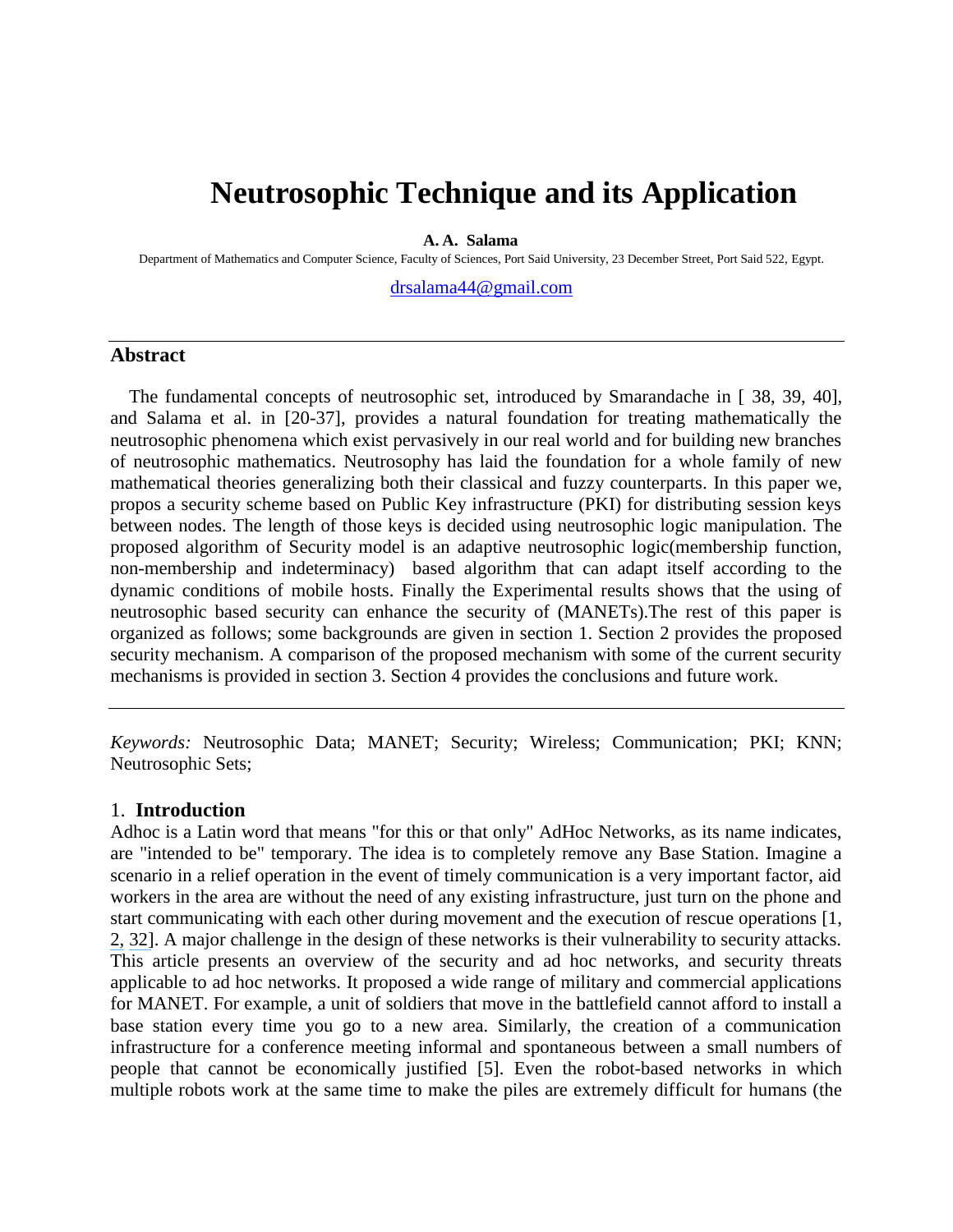# Neutrosophic Technique and its Application

**A. A. Salama**

Department of Mathematics and Computer Science, Faculty of Sciences, Port Said University, 23 December Street, Port Said 522, Egypt.

drsalama44@gmail.com

## Abstract

The fundamental concepts of neutrosophic set, introduced by Smarandache in [ 38, 39, 40], and Salama et al. in [20-37], provides a natural foundation for treating mathematically the neutrosophic phenomena which exist pervasively in our real world and for building new branches of neutrosophic mathematics. Neutrosophy has laid the foundation for a whole family of new mathematical theories generalizing both their classical and fuzzy counterparts. In this paper we, propos a security scheme based on Public Key infrastructure (PKI) for distributing session keys between nodes. The length of those keys is decided using neutrosophic logic manipulation. The proposed algorithm of Security model is an adaptive neutrosophic logic(membership function, non-membership and indeterminacy) based algorithm that can adapt itself according to the dynamic conditions of mobile hosts. Finally the Experimental results shows that the using of neutrosophic based security can enhance the security of (MANETs).The rest of this paper is organized as follows; some backgrounds are given in section 1. Section 2 provides the proposed security mechanism. A comparison of the proposed mechanism with some of the current security mechanisms is provided in section 3. Section 4 provides the conclusions and future work.

*Keywords:* Neutrosophic Data; MANET; Security; Wireless; Communication; PKI; KNN; Neutrosophic Sets;

## 1. Introduction

Adhoc is a Latin word that means "for this or that only" AdHoc Networks, as its name indicates, are "intended to be" temporary. The idea is to completely remove any Base Station. Imagine a scenario in a relief operation in the event of timely communication is a very important factor, aid workers in the area are without the need of any existing infrastructure, just turn on the phone and start communicating with each other during movement and the execution of rescue operations [1, 2, 32]. A major challenge in the design of these networks is their vulnerability to security attacks. This article presents an overview of the security and ad hoc networks, and security threats applicable to ad hoc networks. It proposed a wide range of military and commercial applications for MANET. For example, a unit of soldiers that move in the battlefield cannot afford to install a base station every time you go to a new area. Similarly, the creation of a communication infrastructure for a conference meeting informal and spontaneous between a small numbers of people that cannot be economically justified [5]. Even the robot-based networks in which multiple robots work at the same time to make the piles are extremely difficult for humans (the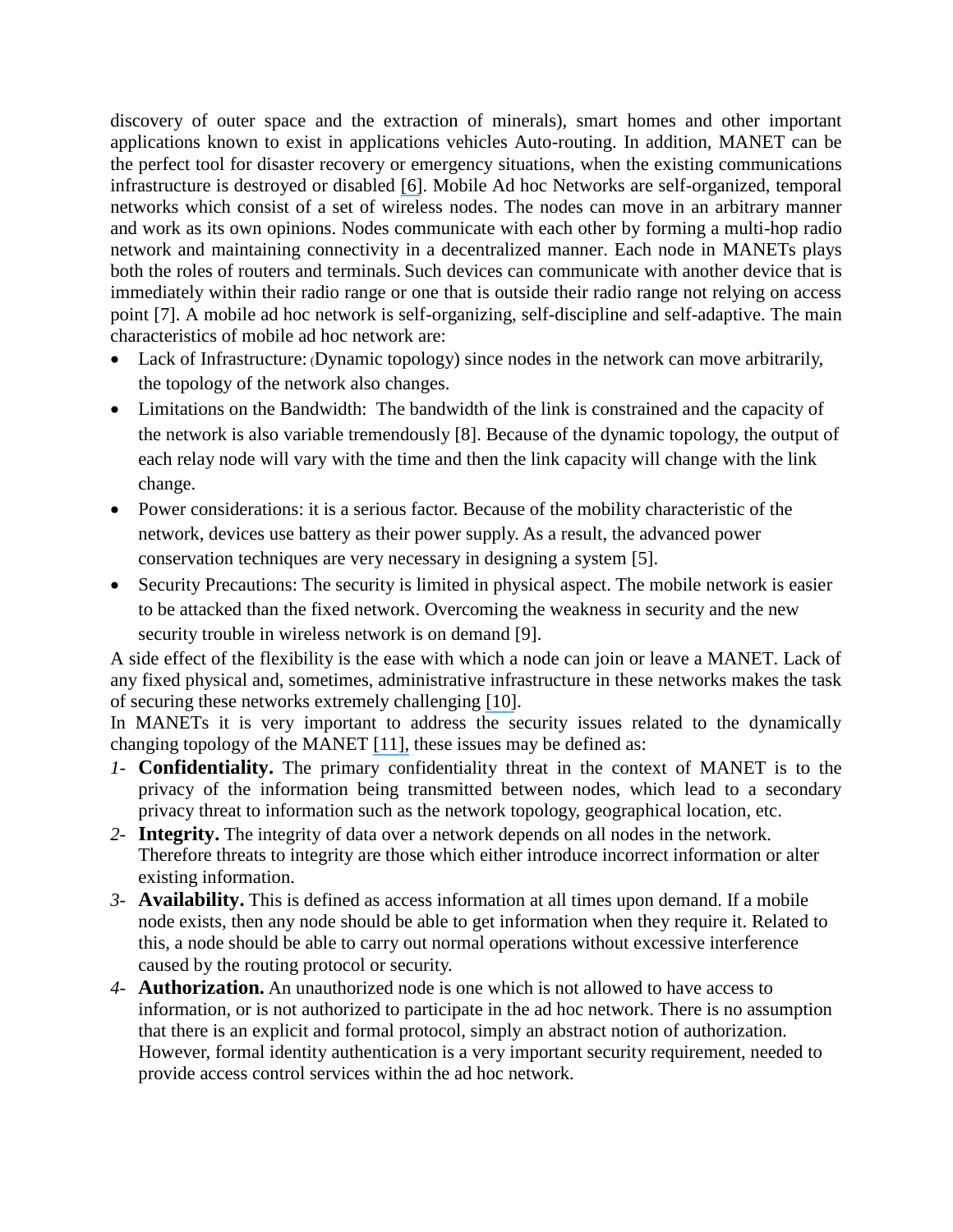discovery of outer space and the extraction of minerals), smart homes and other important applications known to exist in applications vehicles Auto-routing. In addition, MANET can be the perfect tool for disaster recovery or emergency situations, when the existing communications infrastructure is destroyed or disabled [6]. Mobile Ad hoc Networks are self-organized, temporal networks which consist of a set of wireless nodes. The nodes can move in an arbitrary manner and work as its own opinions. Nodes communicate with each other by forming a multi-hop radio network and maintaining connectivity in a decentralized manner. Each node in MANETs plays both the roles of routers and terminals. Such devices can communicate with another device that is immediately within their radio range or one that is outside their radio range not relying on access point [7]. A mobile ad hoc network is self-organizing, self-discipline and self-adaptive. The main characteristics of mobile ad hoc network are:

- Lack of Infrastructure: (Dynamic topology) since nodes in the network can move arbitrarily, the topology of the network also changes.
- Limitations on the Bandwidth: The bandwidth of the link is constrained and the capacity of the network is also variable tremendously [8]. Because of the dynamic topology, the output of each relay node will vary with the time and then the link capacity will change with the link change.
- Power considerations: it is a serious factor. Because of the mobility characteristic of the network, devices use battery as their power supply. As a result, the advanced power conservation techniques are very necessary in designing a system [5].
- Security Precautions: The security is limited in physical aspect. The mobile network is easier to be attacked than the fixed network. Overcoming the weakness in security and the new security trouble in wireless network is on demand [9].

A side effect of the flexibility is the ease with which a node can join or leave a MANET. Lack of any fixed physical and, sometimes, administrative infrastructure in these networks makes the task of securing these networks extremely challenging [10].

In MANETs it is very important to address the security issues related to the dynamically changing topology of the MANET [11], these issues may be defined as:

1- **Confidentiality.** The primary confidentiality threat in the context of MANET is to the privacy of the information being transmitted between nodes, which lead to a secondary privacy threat to information such as the network topology, geographical location, etc.
2- **Integrity.** The integrity of data over a network depends on all nodes in the network. Therefore threats to integrity are those which either introduce incorrect information or alter existing information.
3- **Availability.** This is defined as access information at all times upon demand. If a mobile node exists, then any node should be able to get information when they require it. Related to this, a node should be able to carry out normal operations without excessive interference caused by the routing protocol or security.
4- **Authorization.** An unauthorized node is one which is not allowed to have access to information, or is not authorized to participate in the ad hoc network. There is no assumption that there is an explicit and formal protocol, simply an abstract notion of authorization. However, formal identity authentication is a very important security requirement, needed to provide access control services within the ad hoc network.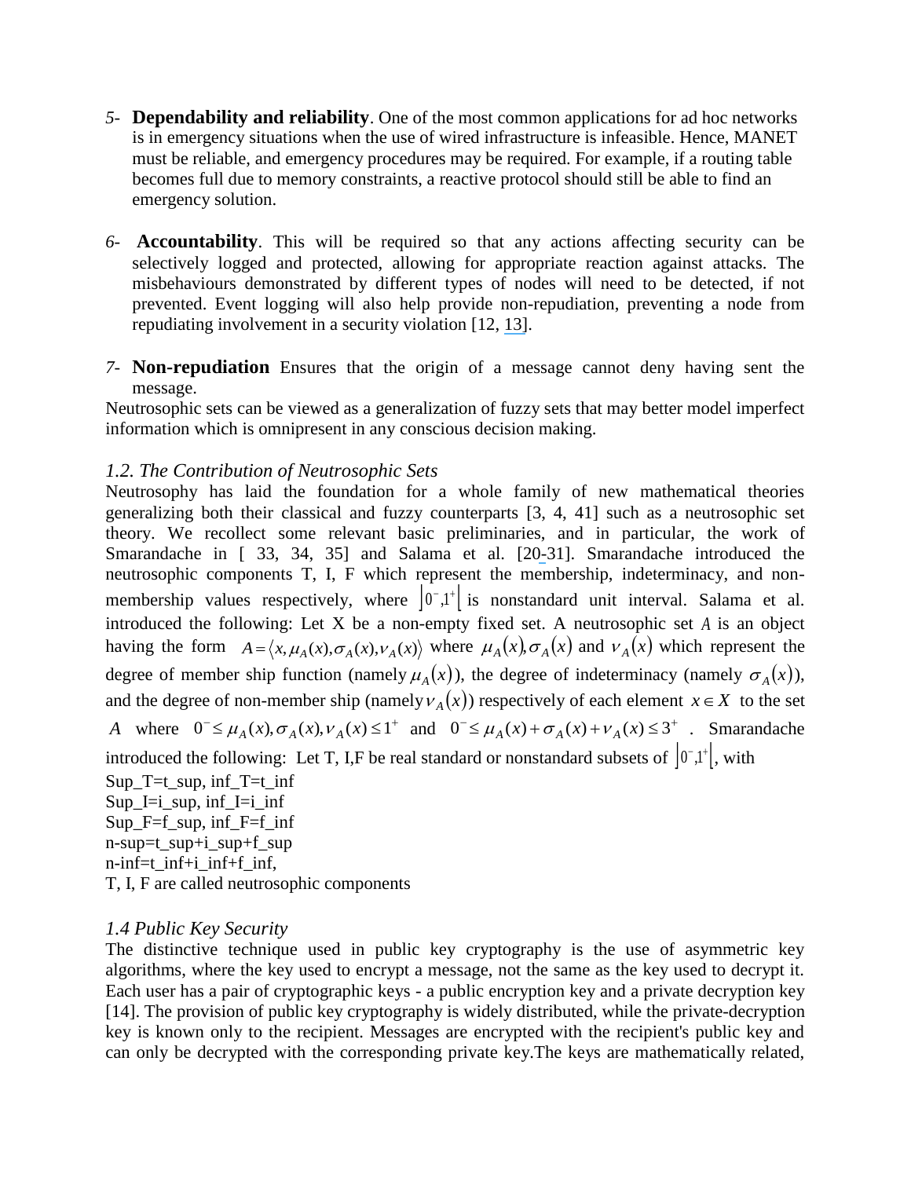5- **Dependability and reliability**. One of the most common applications for ad hoc networks is in emergency situations when the use of wired infrastructure is infeasible. Hence, MANET must be reliable, and emergency procedures may be required. For example, if a routing table becomes full due to memory constraints, a reactive protocol should still be able to find an emergency solution.

6- **Accountability**. This will be required so that any actions affecting security can be selectively logged and protected, allowing for appropriate reaction against attacks. The misbehaviours demonstrated by different types of nodes will need to be detected, if not prevented. Event logging will also help provide non-repudiation, preventing a node from repudiating involvement in a security violation [12, 13].

7- **Non-repudiation** Ensures that the origin of a message cannot deny having sent the message.

Neutrosophic sets can be viewed as a generalization of fuzzy sets that may better model imperfect information which is omnipresent in any conscious decision making.

### *1.2. The Contribution of Neutrosophic Sets*

Neutrosophy has laid the foundation for a whole family of new mathematical theories generalizing both their classical and fuzzy counterparts [3, 4, 41] such as a neutrosophic set theory. We recollect some relevant basic preliminaries, and in particular, the work of Smarandache in [ 33, 34, 35] and Salama et al. [20-31]. Smarandache introduced the neutrosophic components T, I, F which represent the membership, indeterminacy, and non-membership values respectively, where $\left]0^-,1^+\right[$ is nonstandard unit interval. Salama et al. introduced the following: Let X be a non-empty fixed set. A neutrosophic set $A$ is an object having the form $A = \langle x, \mu_A(x), \sigma_A(x), \nu_A(x) \rangle$ where $\mu_A(x), \sigma_A(x)$ and $\nu_A(x)$ which represent the degree of member ship function (namely $\mu_A(x)$), the degree of indeterminacy (namely $\sigma_A(x)$), and the degree of non-member ship (namely $\nu_A(x)$) respectively of each element $x \in X$ to the set $A$ where $0^- \le \mu_A(x), \sigma_A(x), \nu_A(x) \le 1^+$ and $0^- \le \mu_A(x) + \sigma_A(x) + \nu_A(x) \le 3^+$. Smarandache introduced the following: Let T, I,F be real standard or nonstandard subsets of $\left]0^-,1^+\right[$, with

Sup_T=t_sup, inf_T=t_inf
Sup_I=i_sup, inf_I=i_inf
Sup_F=f_sup, inf_F=f_inf
n-sup=t_sup+i_sup+f_sup
n-inf=t_inf+i_inf+f_inf,
T, I, F are called neutrosophic components

### *1.4 Public Key Security*

The distinctive technique used in public key cryptography is the use of asymmetric key algorithms, where the key used to encrypt a message, not the same as the key used to decrypt it. Each user has a pair of cryptographic keys - a public encryption key and a private decryption key [14]. The provision of public key cryptography is widely distributed, while the private-decryption key is known only to the recipient. Messages are encrypted with the recipient's public key and can only be decrypted with the corresponding private key.The keys are mathematically related,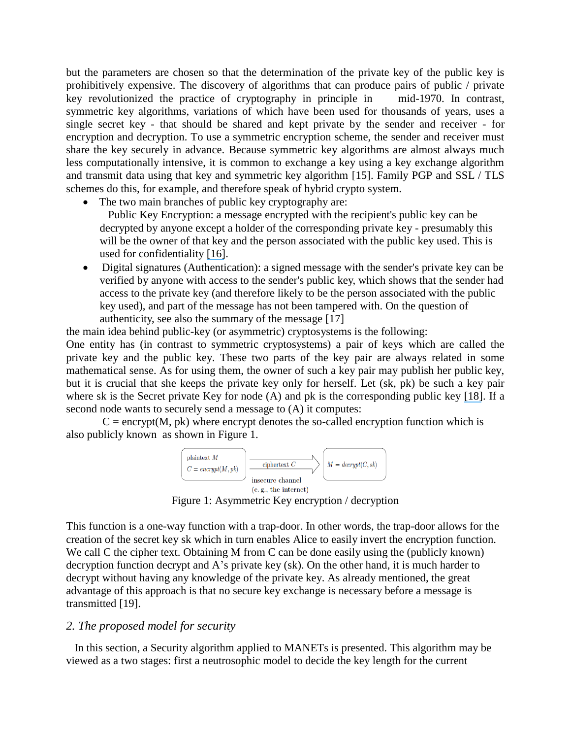but the parameters are chosen so that the determination of the private key of the public key is prohibitively expensive. The discovery of algorithms that can produce pairs of public / private key revolutionized the practice of cryptography in principle in mid-1970. In contrast, symmetric key algorithms, variations of which have been used for thousands of years, uses a single secret key - that should be shared and kept private by the sender and receiver - for encryption and decryption. To use a symmetric encryption scheme, the sender and receiver must share the key securely in advance. Because symmetric key algorithms are almost always much less computationally intensive, it is common to exchange a key using a key exchange algorithm and transmit data using that key and symmetric key algorithm [15]. Family PGP and SSL / TLS schemes do this, for example, and therefore speak of hybrid crypto system.

- The two main branches of public key cryptography are:
  Public Key Encryption: a message encrypted with the recipient's public key can be decrypted by anyone except a holder of the corresponding private key - presumably this will be the owner of that key and the person associated with the public key used. This is used for confidentiality [16].
- Digital signatures (Authentication): a signed message with the sender's private key can be verified by anyone with access to the sender's public key, which shows that the sender had access to the private key (and therefore likely to be the person associated with the public key used), and part of the message has not been tampered with. On the question of authenticity, see also the summary of the message [17]

the main idea behind public-key (or asymmetric) cryptosystems is the following:
One entity has (in contrast to symmetric cryptosystems) a pair of keys which are called the private key and the public key. These two parts of the key pair are always related in some mathematical sense. As for using them, the owner of such a key pair may publish her public key, but it is crucial that she keeps the private key only for herself. Let (sk, pk) be such a key pair where sk is the Secret private Key for node (A) and pk is the corresponding public key [18]. If a second node wants to securely send a message to (A) it computes:

$C = encrypt(M, pk)$ where encrypt denotes the so-called encryption function which is also publicly known as shown in Figure 1.

| plaintext $M$ $C = encrypt(M, pk)$ | ciphertext $C$ → insecure channel (e. g., the internet) | $M = decrypt(C, sk)$ |
|---|---|---|

Figure 1: Asymmetric Key encryption / decryption

This function is a one-way function with a trap-door. In other words, the trap-door allows for the creation of the secret key sk which in turn enables Alice to easily invert the encryption function. We call C the cipher text. Obtaining M from C can be done easily using the (publicly known) decryption function decrypt and A's private key (sk). On the other hand, it is much harder to decrypt without having any knowledge of the private key. As already mentioned, the great advantage of this approach is that no secure key exchange is necessary before a message is transmitted [19].

## *2. The proposed model for security*

In this section, a Security algorithm applied to MANETs is presented. This algorithm may be viewed as a two stages: first a neutrosophic model to decide the key length for the current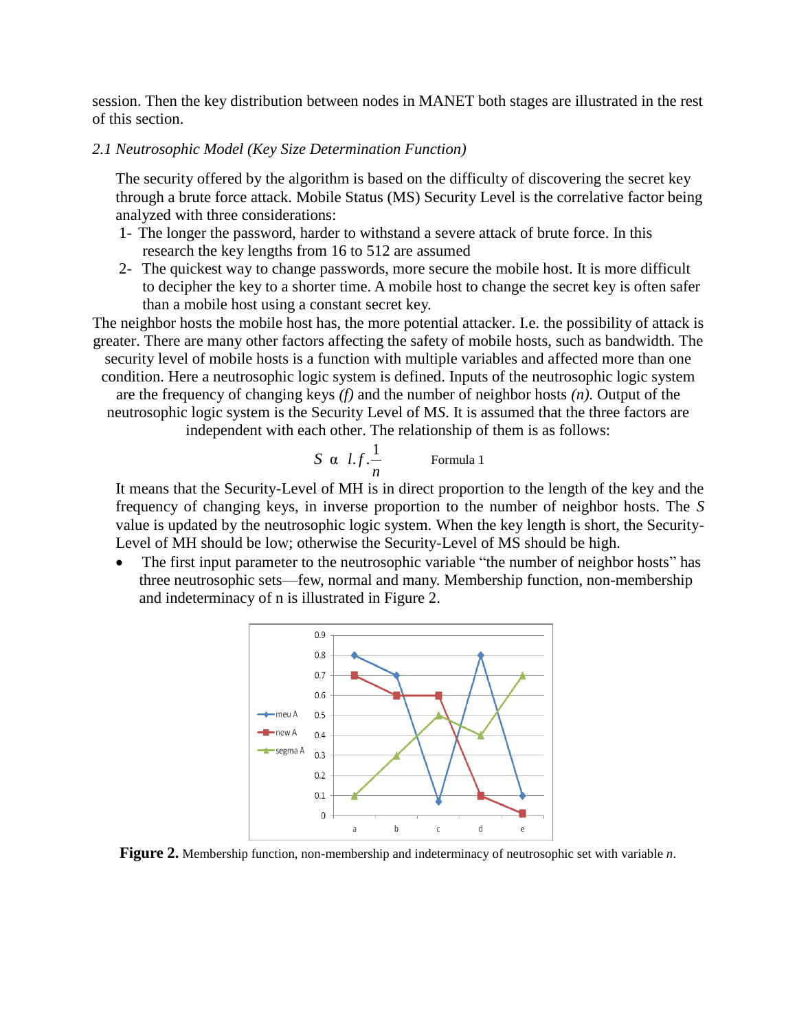session. Then the key distribution between nodes in MANET both stages are illustrated in the rest of this section.

*2.1 Neutrosophic Model (Key Size Determination Function)*

The security offered by the algorithm is based on the difficulty of discovering the secret key through a brute force attack. Mobile Status (MS) Security Level is the correlative factor being analyzed with three considerations:

1- The longer the password, harder to withstand a severe attack of brute force. In this research the key lengths from 16 to 512 are assumed

2- The quickest way to change passwords, more secure the mobile host. It is more difficult to decipher the key to a shorter time. A mobile host to change the secret key is often safer than a mobile host using a constant secret key.

The neighbor hosts the mobile host has, the more potential attacker. I.e. the possibility of attack is greater. There are many other factors affecting the safety of mobile hosts, such as bandwidth. The security level of mobile hosts is a function with multiple variables and affected more than one condition. Here a neutrosophic logic system is defined. Inputs of the neutrosophic logic system are the frequency of changing keys *(f)* and the number of neighbor hosts *(n).* Output of the neutrosophic logic system is the Security Level of M*S*. It is assumed that the three factors are independent with each other. The relationship of them is as follows:

$$S \;\alpha\; l.f.\frac{1}{n} \qquad \text{Formula 1}$$

It means that the Security-Level of MH is in direct proportion to the length of the key and the frequency of changing keys, in inverse proportion to the number of neighbor hosts. The *S* value is updated by the neutrosophic logic system. When the key length is short, the Security-Level of MH should be low; otherwise the Security-Level of MS should be high.

- The first input parameter to the neutrosophic variable "the number of neighbor hosts" has three neutrosophic sets—few, normal and many. Membership function, non-membership and indeterminacy of n is illustrated in Figure 2.

**Figure 2.** Membership function, non-membership and indeterminacy of neutrosophic set with variable *n*.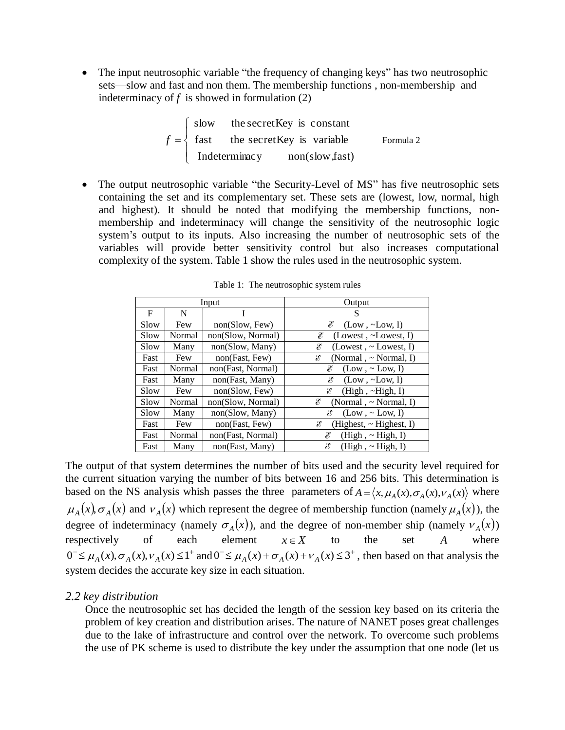- The input neutrosophic variable "the frequency of changing keys" has two neutrosophic sets—slow and fast and non them. The membership functions , non-membership and indeterminacy of $f$ is showed in formulation (2)

$$f = \begin{cases} \text{slow} & \text{the secretKey is constant} \\ \text{fast} & \text{the secretKey is variable} \\ \text{Indeterminacy} & \text{non(slow,fast)} \end{cases} \qquad \text{Formula 2}$$

- The output neutrosophic variable "the Security-Level of MS" has five neutrosophic sets containing the set and its complementary set. These sets are (lowest, low, normal, high and highest). It should be noted that modifying the membership functions, non-membership and indeterminacy will change the sensitivity of the neutrosophic logic system's output to its inputs. Also increasing the number of neutrosophic sets of the variables will provide better sensitivity control but also increases computational complexity of the system. Table 1 show the rules used in the neutrosophic system.

Table 1: The neutrosophic system rules

| Input | | | Output |
|---|---|---|---|
| F | N | I | S |
| Slow | Few | non(Slow, Few) | $\mathscr{E}$ (Low , ~Low, I) |
| Slow | Normal | non(Slow, Normal) | $\mathscr{E}$ (Lowest , ~Lowest, I) |
| Slow | Many | non(Slow, Many) | $\mathscr{E}$ (Lowest , ~ Lowest, I) |
| Fast | Few | non(Fast, Few) | $\mathscr{E}$ (Normal , ~ Normal, I) |
| Fast | Normal | non(Fast, Normal) | $\mathscr{E}$ (Low , ~ Low, I) |
| Fast | Many | non(Fast, Many) | $\mathscr{E}$ (Low , ~Low, I) |
| Slow | Few | non(Slow, Few) | $\mathscr{E}$ (High , ~High, I) |
| Slow | Normal | non(Slow, Normal) | $\mathscr{E}$ (Normal , ~ Normal, I) |
| Slow | Many | non(Slow, Many) | $\mathscr{E}$ (Low , ~ Low, I) |
| Fast | Few | non(Fast, Few) | $\mathscr{E}$ (Highest, ~ Highest, I) |
| Fast | Normal | non(Fast, Normal) | $\mathscr{E}$ (High , ~ High, I) |
| Fast | Many | non(Fast, Many) | $\mathscr{E}$ (High , ~ High, I) |

The output of that system determines the number of bits used and the security level required for the current situation varying the number of bits between 16 and 256 bits. This determination is based on the NS analysis whish passes the three parameters of $A = \langle x, \mu_A(x), \sigma_A(x), \nu_A(x) \rangle$ where $\mu_A(x), \sigma_A(x)$ and $\nu_A(x)$ which represent the degree of membership function (namely $\mu_A(x)$), the degree of indeterminacy (namely $\sigma_A(x)$), and the degree of non-member ship (namely $\nu_A(x)$) respectively of each element $x \in X$ to the set $A$ where $0^- \leq \mu_A(x), \sigma_A(x), \nu_A(x) \leq 1^+$ and $0^- \leq \mu_A(x) + \sigma_A(x) + \nu_A(x) \leq 3^+$, then based on that analysis the system decides the accurate key size in each situation.

### *2.2 key distribution*

Once the neutrosophic set has decided the length of the session key based on its criteria the problem of key creation and distribution arises. The nature of NANET poses great challenges due to the lake of infrastructure and control over the network. To overcome such problems the use of PK scheme is used to distribute the key under the assumption that one node (let us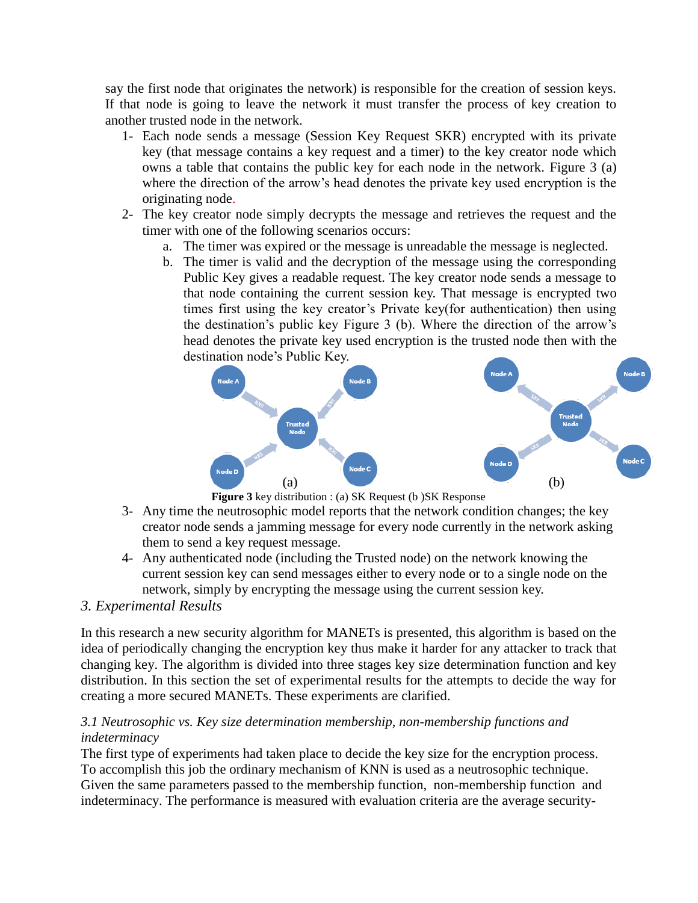say the first node that originates the network) is responsible for the creation of session keys. If that node is going to leave the network it must transfer the process of key creation to another trusted node in the network.

1- Each node sends a message (Session Key Request SKR) encrypted with its private key (that message contains a key request and a timer) to the key creator node which owns a table that contains the public key for each node in the network. Figure 3 (a) where the direction of the arrow's head denotes the private key used encryption is the originating node.
2- The key creator node simply decrypts the message and retrieves the request and the timer with one of the following scenarios occurs:
   a. The timer was expired or the message is unreadable the message is neglected.
   b. The timer is valid and the decryption of the message using the corresponding Public Key gives a readable request. The key creator node sends a message to that node containing the current session key. That message is encrypted two times first using the key creator's Private key(for authentication) then using the destination's public key Figure 3 (b). Where the direction of the arrow's head denotes the private key used encryption is the trusted node then with the destination node's Public Key.

(a) (b)

**Figure 3** key distribution : (a) SK Request (b )SK Response

3- Any time the neutrosophic model reports that the network condition changes; the key creator node sends a jamming message for every node currently in the network asking them to send a key request message.
4- Any authenticated node (including the Trusted node) on the network knowing the current session key can send messages either to every node or to a single node on the network, simply by encrypting the message using the current session key.

## *3. Experimental Results*

In this research a new security algorithm for MANETs is presented, this algorithm is based on the idea of periodically changing the encryption key thus make it harder for any attacker to track that changing key. The algorithm is divided into three stages key size determination function and key distribution. In this section the set of experimental results for the attempts to decide the way for creating a more secured MANETs. These experiments are clarified.

### *3.1 Neutrosophic vs. Key size determination membership, non-membership functions and indeterminacy*

The first type of experiments had taken place to decide the key size for the encryption process. To accomplish this job the ordinary mechanism of KNN is used as a neutrosophic technique. Given the same parameters passed to the membership function, non-membership function and indeterminacy. The performance is measured with evaluation criteria are the average security-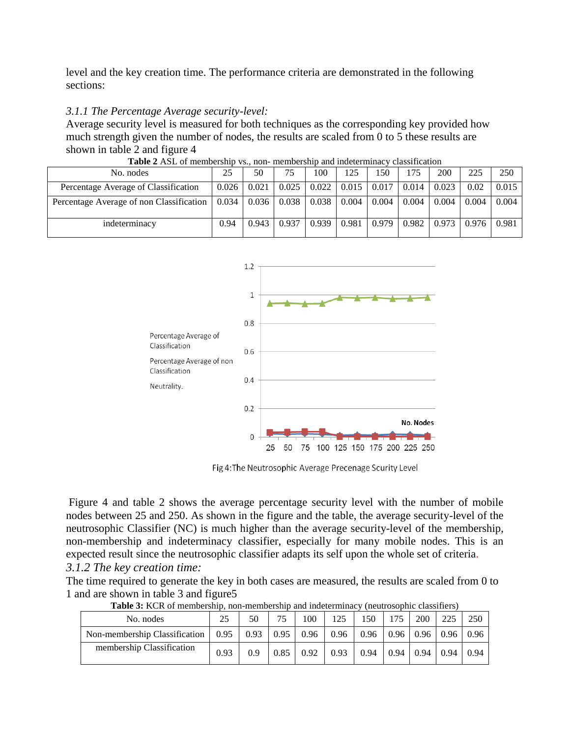level and the key creation time. The performance criteria are demonstrated in the following sections:

*3.1.1 The Percentage Average security-level:*

Average security level is measured for both techniques as the corresponding key provided how much strength given the number of nodes, the results are scaled from 0 to 5 these results are shown in table 2 and figure 4

**Table 2** ASL of membership vs., non- membership and indeterminacy classification

| No. nodes | 25 | 50 | 75 | 100 | 125 | 150 | 175 | 200 | 225 | 250 |
|---|---|---|---|---|---|---|---|---|---|---|
| Percentage Average of Classification | 0.026 | 0.021 | 0.025 | 0.022 | 0.015 | 0.017 | 0.014 | 0.023 | 0.02 | 0.015 |
| Percentage Average of non Classification | 0.034 | 0.036 | 0.038 | 0.038 | 0.004 | 0.004 | 0.004 | 0.004 | 0.004 | 0.004 |
| indeterminacy | 0.94 | 0.943 | 0.937 | 0.939 | 0.981 | 0.979 | 0.982 | 0.973 | 0.976 | 0.981 |

Fig 4:The Neutrosophic Average Precenage Scurity Level

Figure 4 and table 2 shows the average percentage security level with the number of mobile nodes between 25 and 250. As shown in the figure and the table, the average security-level of the neutrosophic Classifier (NC) is much higher than the average security-level of the membership, non-membership and indeterminacy classifier, especially for many mobile nodes. This is an expected result since the neutrosophic classifier adapts its self upon the whole set of criteria.

*3.1.2 The key creation time:*

The time required to generate the key in both cases are measured, the results are scaled from 0 to 1 and are shown in table 3 and figure5

**Table 3:** KCR of membership, non-membership and indeterminacy (neutrosophic classifiers)

| No. nodes | 25 | 50 | 75 | 100 | 125 | 150 | 175 | 200 | 225 | 250 |
|---|---|---|---|---|---|---|---|---|---|---|
| Non-membership Classification | 0.95 | 0.93 | 0.95 | 0.96 | 0.96 | 0.96 | 0.96 | 0.96 | 0.96 | 0.96 |
| membership Classification | 0.93 | 0.9 | 0.85 | 0.92 | 0.93 | 0.94 | 0.94 | 0.94 | 0.94 | 0.94 |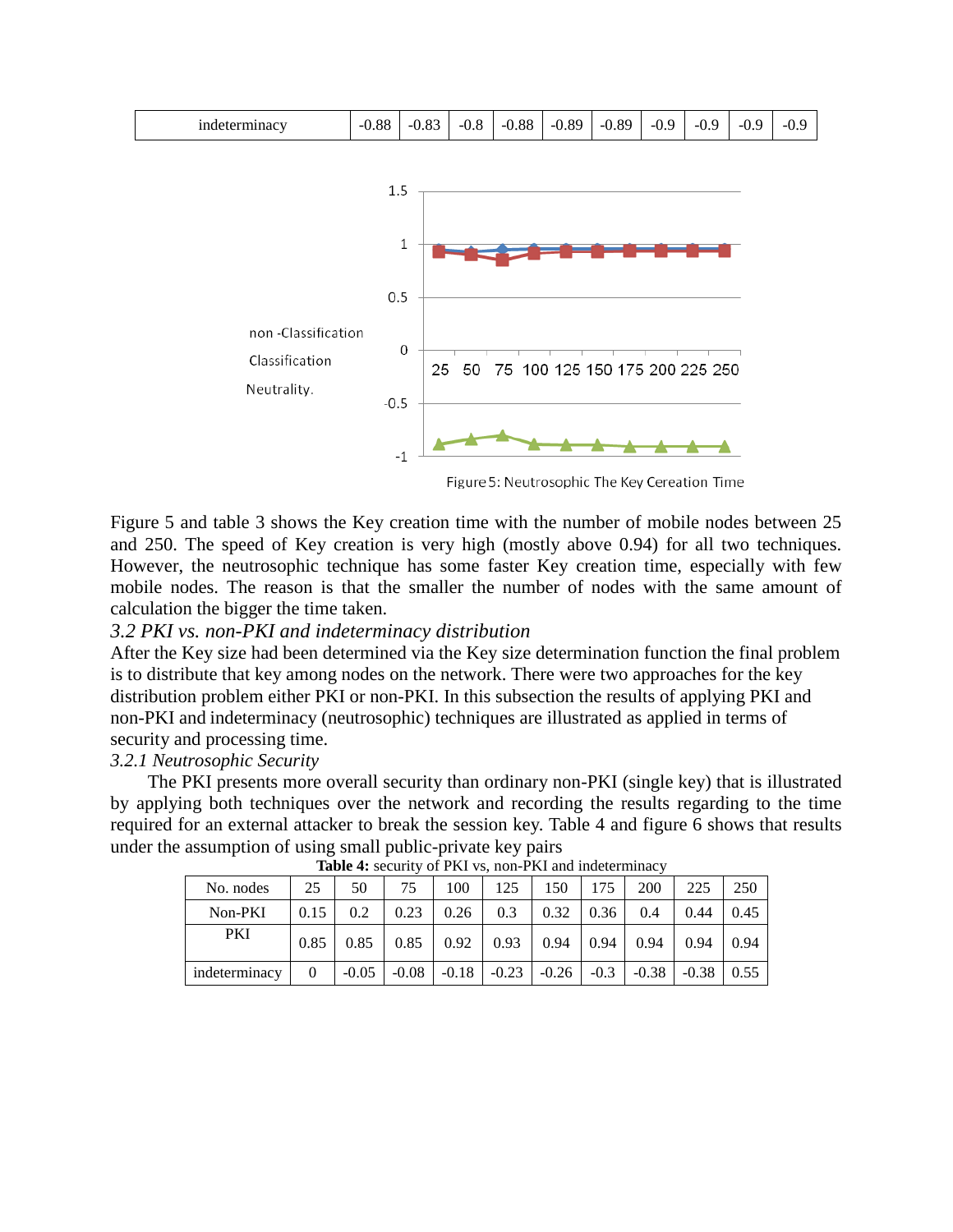| indeterminacy | -0.88 | -0.83 | -0.8 | -0.88 | -0.89 | -0.89 | -0.9 | -0.9 | -0.9 | -0.9 |
|---|---|---|---|---|---|---|---|---|---|---|

non -Classification

Classification

Neutrality.

Figure 5: Neutrosophic The Key Cereation Time

Figure 5 and table 3 shows the Key creation time with the number of mobile nodes between 25 and 250. The speed of Key creation is very high (mostly above 0.94) for all two techniques. However, the neutrosophic technique has some faster Key creation time, especially with few mobile nodes. The reason is that the smaller the number of nodes with the same amount of calculation the bigger the time taken.

### *3.2 PKI vs. non-PKI and indeterminacy distribution*

After the Key size had been determined via the Key size determination function the final problem is to distribute that key among nodes on the network. There were two approaches for the key distribution problem either PKI or non-PKI. In this subsection the results of applying PKI and non-PKI and indeterminacy (neutrosophic) techniques are illustrated as applied in terms of security and processing time.

#### *3.2.1 Neutrosophic Security*

The PKI presents more overall security than ordinary non-PKI (single key) that is illustrated by applying both techniques over the network and recording the results regarding to the time required for an external attacker to break the session key. Table 4 and figure 6 shows that results under the assumption of using small public-private key pairs

**Table 4:** security of PKI vs, non-PKI and indeterminacy

| No. nodes | 25 | 50 | 75 | 100 | 125 | 150 | 175 | 200 | 225 | 250 |
|---|---|---|---|---|---|---|---|---|---|---|
| Non-PKI | 0.15 | 0.2 | 0.23 | 0.26 | 0.3 | 0.32 | 0.36 | 0.4 | 0.44 | 0.45 |
| PKI | 0.85 | 0.85 | 0.85 | 0.92 | 0.93 | 0.94 | 0.94 | 0.94 | 0.94 | 0.94 |
| indeterminacy | 0 | -0.05 | -0.08 | -0.18 | -0.23 | -0.26 | -0.3 | -0.38 | -0.38 | 0.55 |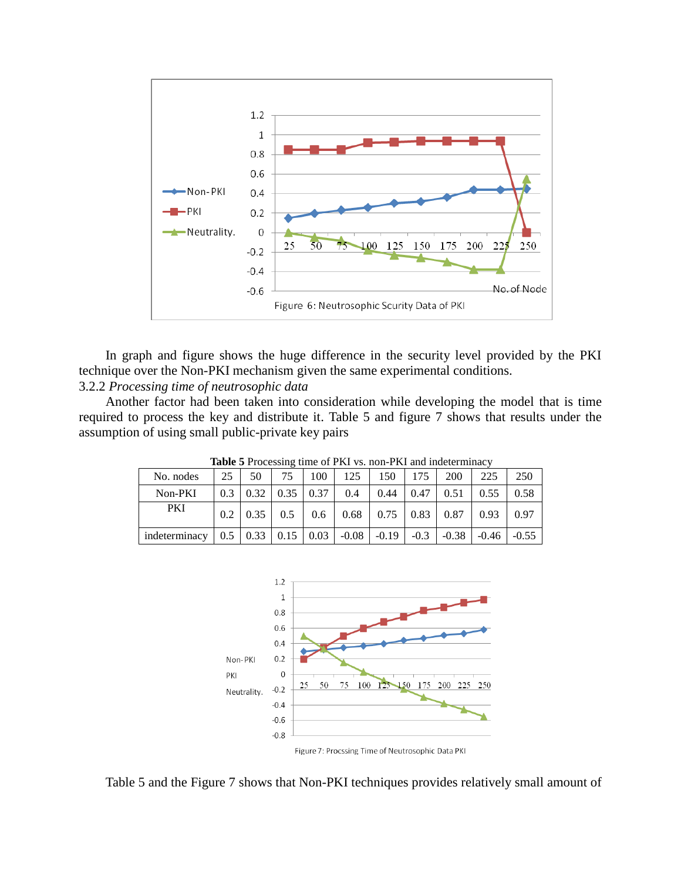Figure 6: Neutrosophic Scurity Data of PKI

In graph and figure shows the huge difference in the security level provided by the PKI technique over the Non-PKI mechanism given the same experimental conditions.

3.2.2 *Processing time of neutrosophic data*

Another factor had been taken into consideration while developing the model that is time required to process the key and distribute it. Table 5 and figure 7 shows that results under the assumption of using small public-private key pairs

**Table 5** Processing time of PKI vs. non-PKI and indeterminacy

| No. nodes | 25 | 50 | 75 | 100 | 125 | 150 | 175 | 200 | 225 | 250 |
|---|---|---|---|---|---|---|---|---|---|---|
| Non-PKI | 0.3 | 0.32 | 0.35 | 0.37 | 0.4 | 0.44 | 0.47 | 0.51 | 0.55 | 0.58 |
| PKI | 0.2 | 0.35 | 0.5 | 0.6 | 0.68 | 0.75 | 0.83 | 0.87 | 0.93 | 0.97 |
| indeterminacy | 0.5 | 0.33 | 0.15 | 0.03 | -0.08 | -0.19 | -0.3 | -0.38 | -0.46 | -0.55 |

Figure 7: Procssing Time of Neutrosophic Data PKI

Table 5 and the Figure 7 shows that Non-PKI techniques provides relatively small amount of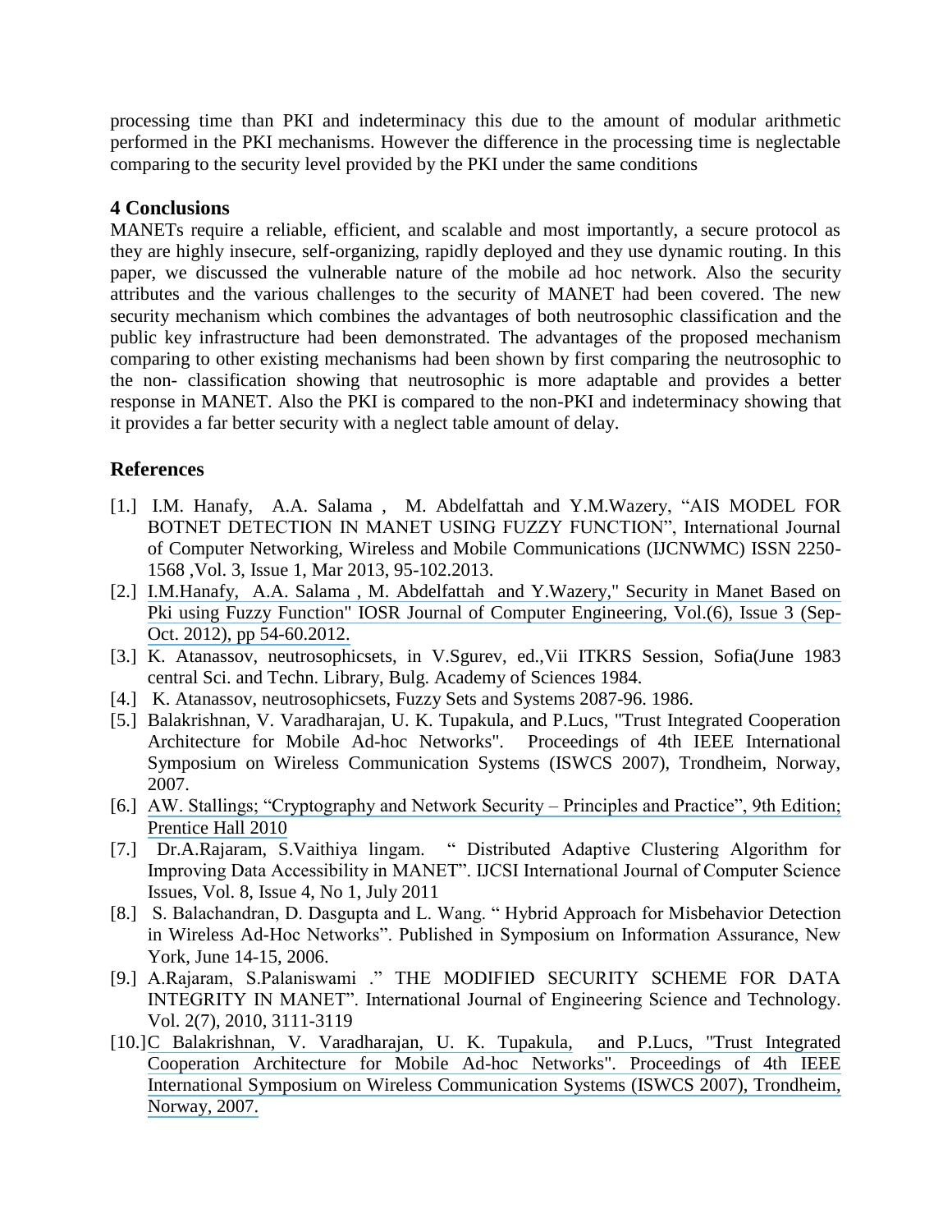processing time than PKI and indeterminacy this due to the amount of modular arithmetic performed in the PKI mechanisms. However the difference in the processing time is neglectable comparing to the security level provided by the PKI under the same conditions

## 4 Conclusions

MANETs require a reliable, efficient, and scalable and most importantly, a secure protocol as they are highly insecure, self-organizing, rapidly deployed and they use dynamic routing. In this paper, we discussed the vulnerable nature of the mobile ad hoc network. Also the security attributes and the various challenges to the security of MANET had been covered. The new security mechanism which combines the advantages of both neutrosophic classification and the public key infrastructure had been demonstrated. The advantages of the proposed mechanism comparing to other existing mechanisms had been shown by first comparing the neutrosophic to the non- classification showing that neutrosophic is more adaptable and provides a better response in MANET. Also the PKI is compared to the non-PKI and indeterminacy showing that it provides a far better security with a neglect table amount of delay.

## References

[1.] I.M. Hanafy, A.A. Salama , M. Abdelfattah and Y.M.Wazery, "AIS MODEL FOR BOTNET DETECTION IN MANET USING FUZZY FUNCTION", International Journal of Computer Networking, Wireless and Mobile Communications (IJCNWMC) ISSN 2250-1568 ,Vol. 3, Issue 1, Mar 2013, 95-102.2013.

[2.] I.M.Hanafy, A.A. Salama , M. Abdelfattah and Y.Wazery," Security in Manet Based on Pki using Fuzzy Function" IOSR Journal of Computer Engineering, Vol.(6), Issue 3 (Sep-Oct. 2012), pp 54-60.2012.

[3.] K. Atanassov, neutrosophicsets, in V.Sgurev, ed.,Vii ITKRS Session, Sofia(June 1983 central Sci. and Techn. Library, Bulg. Academy of Sciences 1984.

[4.] K. Atanassov, neutrosophicsets, Fuzzy Sets and Systems 2087-96. 1986.

[5.] Balakrishnan, V. Varadharajan, U. K. Tupakula, and P.Lucs, "Trust Integrated Cooperation Architecture for Mobile Ad-hoc Networks". Proceedings of 4th IEEE International Symposium on Wireless Communication Systems (ISWCS 2007), Trondheim, Norway, 2007.

[6.] AW. Stallings; "Cryptography and Network Security – Principles and Practice", 9th Edition; Prentice Hall 2010

[7.] Dr.A.Rajaram, S.Vaithiya lingam. " Distributed Adaptive Clustering Algorithm for Improving Data Accessibility in MANET". IJCSI International Journal of Computer Science Issues, Vol. 8, Issue 4, No 1, July 2011

[8.] S. Balachandran, D. Dasgupta and L. Wang. " Hybrid Approach for Misbehavior Detection in Wireless Ad-Hoc Networks". Published in Symposium on Information Assurance, New York, June 14-15, 2006.

[9.] A.Rajaram, S.Palaniswami ." THE MODIFIED SECURITY SCHEME FOR DATA INTEGRITY IN MANET". International Journal of Engineering Science and Technology. Vol. 2(7), 2010, 3111-3119

[10.] C Balakrishnan, V. Varadharajan, U. K. Tupakula, and P.Lucs, "Trust Integrated Cooperation Architecture for Mobile Ad-hoc Networks". Proceedings of 4th IEEE International Symposium on Wireless Communication Systems (ISWCS 2007), Trondheim, Norway, 2007.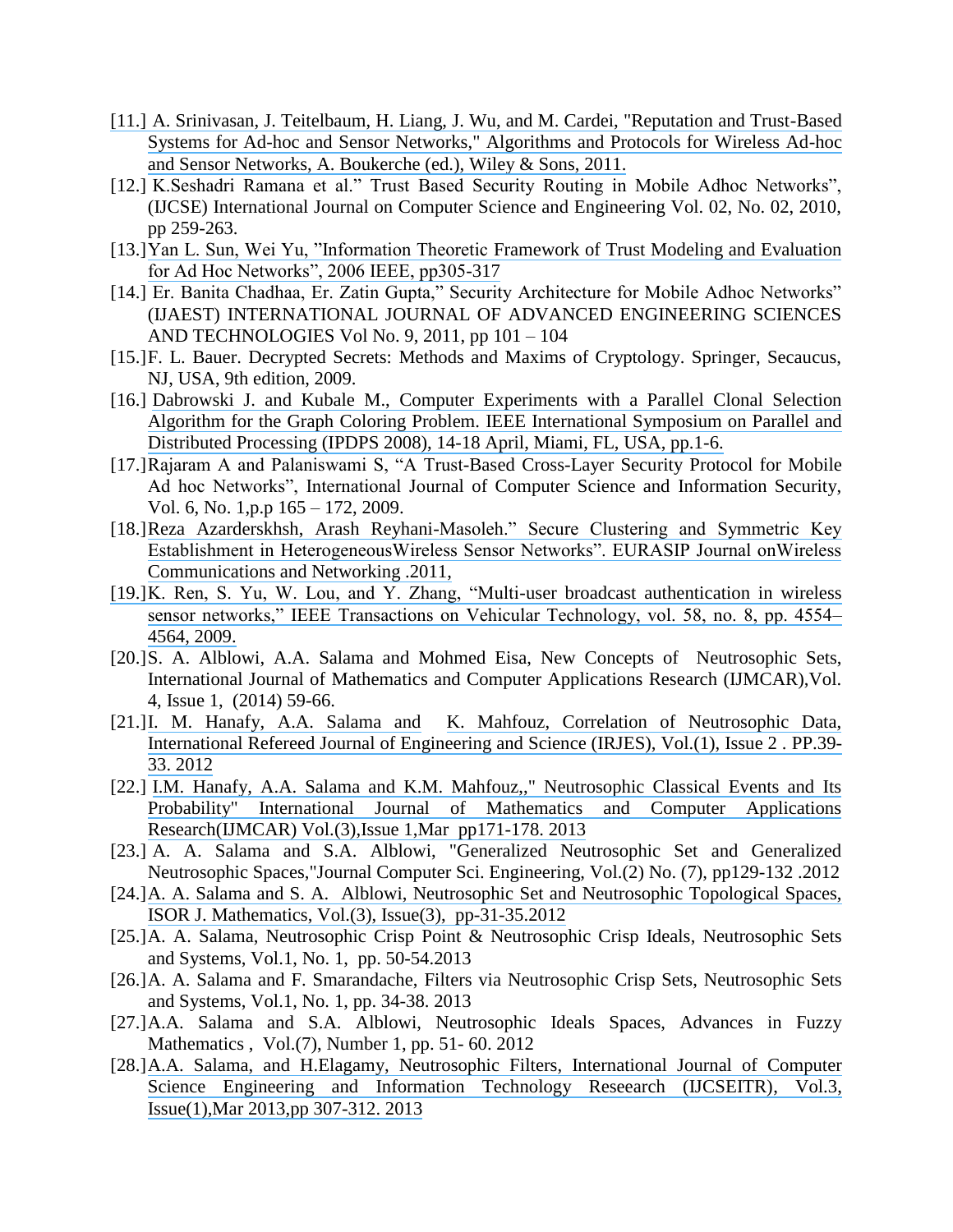[11.] A. Srinivasan, J. Teitelbaum, H. Liang, J. Wu, and M. Cardei, "Reputation and Trust-Based Systems for Ad-hoc and Sensor Networks," Algorithms and Protocols for Wireless Ad-hoc and Sensor Networks, A. Boukerche (ed.), Wiley & Sons, 2011.

[12.] K.Seshadri Ramana et al." Trust Based Security Routing in Mobile Adhoc Networks", (IJCSE) International Journal on Computer Science and Engineering Vol. 02, No. 02, 2010, pp 259-263.

[13.] Yan L. Sun, Wei Yu, "Information Theoretic Framework of Trust Modeling and Evaluation for Ad Hoc Networks", 2006 IEEE, pp305-317

[14.] Er. Banita Chadhaa, Er. Zatin Gupta," Security Architecture for Mobile Adhoc Networks" (IJAEST) INTERNATIONAL JOURNAL OF ADVANCED ENGINEERING SCIENCES AND TECHNOLOGIES Vol No. 9, 2011, pp 101 – 104

[15.] F. L. Bauer. Decrypted Secrets: Methods and Maxims of Cryptology. Springer, Secaucus, NJ, USA, 9th edition, 2009.

[16.] Dabrowski J. and Kubale M., Computer Experiments with a Parallel Clonal Selection Algorithm for the Graph Coloring Problem. IEEE International Symposium on Parallel and Distributed Processing (IPDPS 2008), 14-18 April, Miami, FL, USA, pp.1-6.

[17.] Rajaram A and Palaniswami S, "A Trust-Based Cross-Layer Security Protocol for Mobile Ad hoc Networks", International Journal of Computer Science and Information Security, Vol. 6, No. 1,p.p 165 – 172, 2009.

[18.] Reza Azarderskhsh, Arash Reyhani-Masoleh." Secure Clustering and Symmetric Key Establishment in HeterogeneousWireless Sensor Networks". EURASIP Journal onWireless Communications and Networking .2011,

[19.] K. Ren, S. Yu, W. Lou, and Y. Zhang, "Multi-user broadcast authentication in wireless sensor networks," IEEE Transactions on Vehicular Technology, vol. 58, no. 8, pp. 4554–4564, 2009.

[20.] S. A. Alblowi, A.A. Salama and Mohmed Eisa, New Concepts of Neutrosophic Sets, International Journal of Mathematics and Computer Applications Research (IJMCAR),Vol. 4, Issue 1, (2014) 59-66.

[21.] I. M. Hanafy, A.A. Salama and K. Mahfouz, Correlation of Neutrosophic Data, International Refereed Journal of Engineering and Science (IRJES), Vol.(1), Issue 2 . PP.39-33. 2012

[22.] I.M. Hanafy, A.A. Salama and K.M. Mahfouz,," Neutrosophic Classical Events and Its Probability" International Journal of Mathematics and Computer Applications Research(IJMCAR) Vol.(3),Issue 1,Mar pp171-178. 2013

[23.] A. A. Salama and S.A. Alblowi, "Generalized Neutrosophic Set and Generalized Neutrosophic Spaces,"Journal Computer Sci. Engineering, Vol.(2) No. (7), pp129-132 .2012

[24.] A. A. Salama and S. A. Alblowi, Neutrosophic Set and Neutrosophic Topological Spaces, ISOR J. Mathematics, Vol.(3), Issue(3), pp-31-35.2012

[25.] A. A. Salama, Neutrosophic Crisp Point & Neutrosophic Crisp Ideals, Neutrosophic Sets and Systems, Vol.1, No. 1, pp. 50-54.2013

[26.] A. A. Salama and F. Smarandache, Filters via Neutrosophic Crisp Sets, Neutrosophic Sets and Systems, Vol.1, No. 1, pp. 34-38. 2013

[27.] A.A. Salama and S.A. Alblowi, Neutrosophic Ideals Spaces, Advances in Fuzzy Mathematics , Vol.(7), Number 1, pp. 51- 60. 2012

[28.] A.A. Salama, and H.Elagamy, Neutrosophic Filters, International Journal of Computer Science Engineering and Information Technology Reseearch (IJCSEITR), Vol.3, Issue(1),Mar 2013,pp 307-312. 2013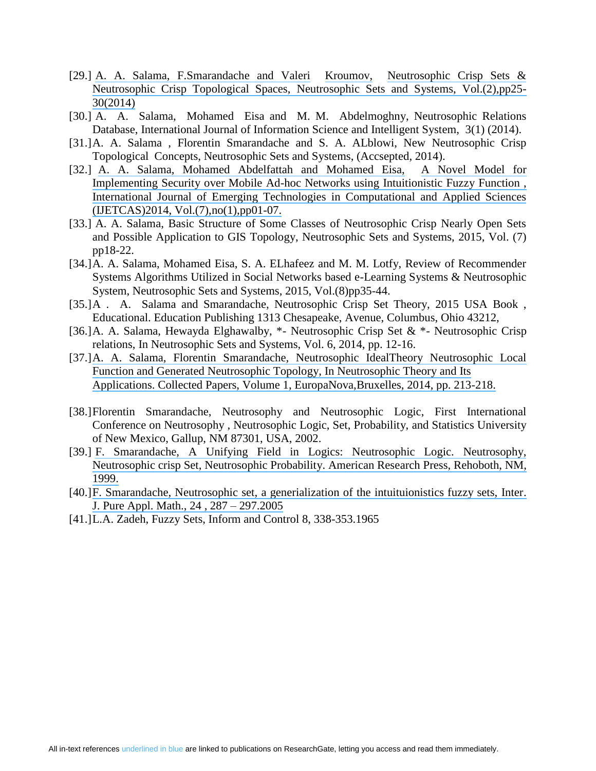[29.] A. A. Salama, F.Smarandache and Valeri Kroumov, Neutrosophic Crisp Sets & Neutrosophic Crisp Topological Spaces, Neutrosophic Sets and Systems, Vol.(2),pp25-30(2014)

[30.] A. A. Salama, Mohamed Eisa and M. M. Abdelmoghny, Neutrosophic Relations Database, International Journal of Information Science and Intelligent System, 3(1) (2014).

[31.] A. A. Salama , Florentin Smarandache and S. A. ALblowi, New Neutrosophic Crisp Topological Concepts, Neutrosophic Sets and Systems, (Accsepted, 2014).

[32.] A. A. Salama, Mohamed Abdelfattah and Mohamed Eisa, A Novel Model for Implementing Security over Mobile Ad-hoc Networks using Intuitionistic Fuzzy Function , International Journal of Emerging Technologies in Computational and Applied Sciences (IJETCAS)2014, Vol.(7),no(1),pp01-07.

[33.] A. A. Salama, Basic Structure of Some Classes of Neutrosophic Crisp Nearly Open Sets and Possible Application to GIS Topology, Neutrosophic Sets and Systems, 2015, Vol. (7) pp18-22.

[34.] A. A. Salama, Mohamed Eisa, S. A. ELhafeez and M. M. Lotfy, Review of Recommender Systems Algorithms Utilized in Social Networks based e-Learning Systems & Neutrosophic System, Neutrosophic Sets and Systems, 2015, Vol.(8)pp35-44.

[35.] A . A. Salama and Smarandache, Neutrosophic Crisp Set Theory, 2015 USA Book , Educational. Education Publishing 1313 Chesapeake, Avenue, Columbus, Ohio 43212,

[36.] A. A. Salama, Hewayda Elghawalby, *- Neutrosophic Crisp Set & *- Neutrosophic Crisp relations, In Neutrosophic Sets and Systems, Vol. 6, 2014, pp. 12-16.

[37.] A. A. Salama, Florentin Smarandache, Neutrosophic IdealTheory Neutrosophic Local Function and Generated Neutrosophic Topology, In Neutrosophic Theory and Its Applications. Collected Papers, Volume 1, EuropaNova,Bruxelles, 2014, pp. 213-218.

[38.] Florentin Smarandache, Neutrosophy and Neutrosophic Logic, First International Conference on Neutrosophy , Neutrosophic Logic, Set, Probability, and Statistics University of New Mexico, Gallup, NM 87301, USA, 2002.

[39.] F. Smarandache, A Unifying Field in Logics: Neutrosophic Logic. Neutrosophy, Neutrosophic crisp Set, Neutrosophic Probability. American Research Press, Rehoboth, NM, 1999.

[40.] F. Smarandache, Neutrosophic set, a generialization of the intuituionistics fuzzy sets, Inter. J. Pure Appl. Math., 24 , 287 – 297.2005

[41.] L.A. Zadeh, Fuzzy Sets, Inform and Control 8, 338-353.1965

All in-text references underlined in blue are linked to publications on ResearchGate, letting you access and read them immediately.